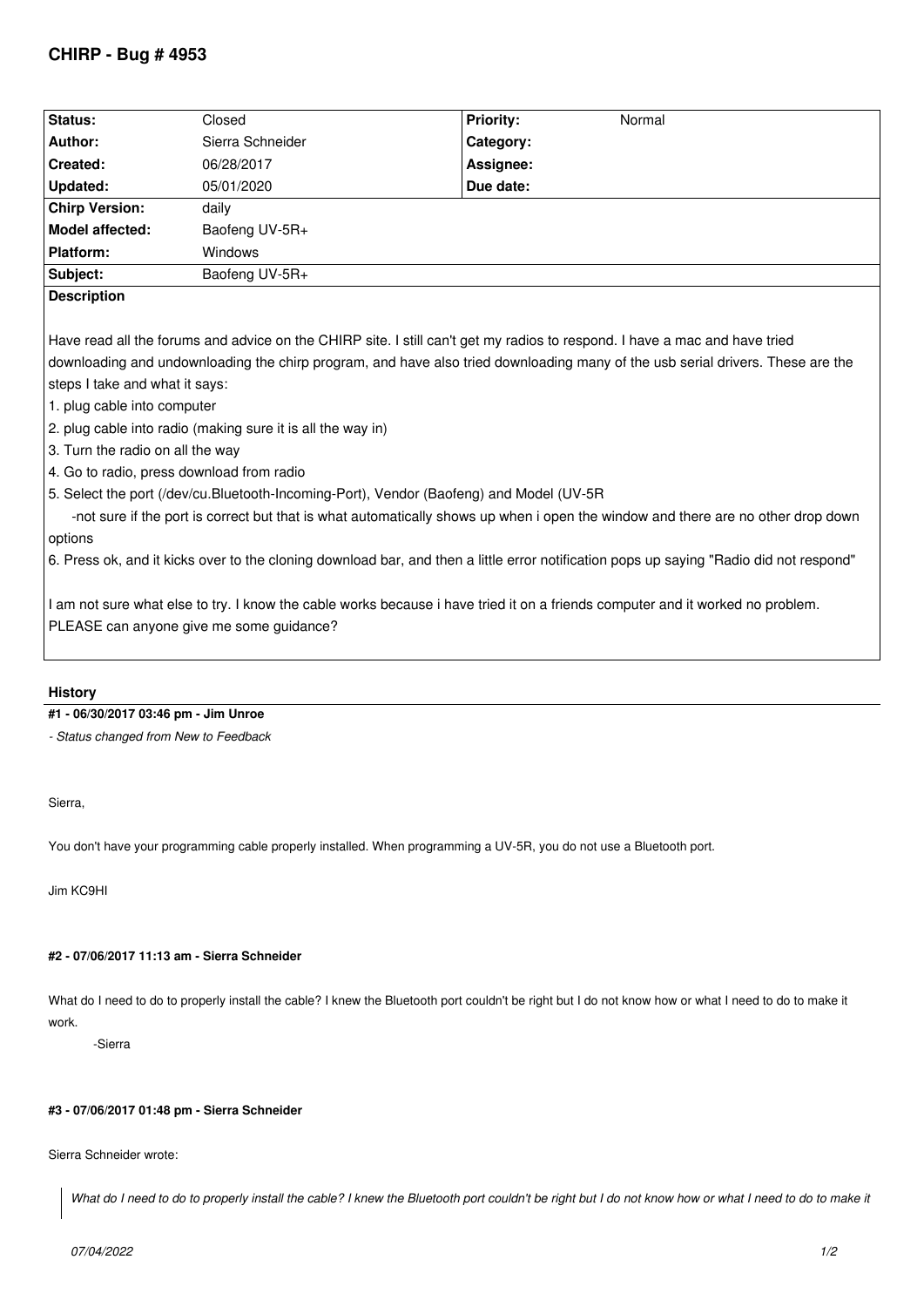# CHIRP - Bug # 4953

| Status: | Closed | Priority: | Normal |
|---|---|---|---|
| Author: | Sierra Schneider | Category: | |
| Created: | 06/28/2017 | Assignee: | |
| Updated: | 05/01/2020 | Due date: | |
| Chirp Version: | daily | | |
| Model affected: | Baofeng UV-5R+ | | |
| Platform: | Windows | | |
| Subject: | Baofeng UV-5R+ | | |

**Description**

Have read all the forums and advice on the CHIRP site. I still can't get my radios to respond. I have a mac and have tried downloading and undownloading the chirp program, and have also tried downloading many of the usb serial drivers. These are the steps I take and what it says:

1. plug cable into computer
2. plug cable into radio (making sure it is all the way in)
3. Turn the radio on all the way
4. Go to radio, press download from radio
5. Select the port (/dev/cu.Bluetooth-Incoming-Port), Vendor (Baofeng) and Model (UV-5R
   -not sure if the port is correct but that is what automatically shows up when i open the window and there are no other drop down options
6. Press ok, and it kicks over to the cloning download bar, and then a little error notification pops up saying "Radio did not respond"

I am not sure what else to try. I know the cable works because i have tried it on a friends computer and it worked no problem. PLEASE can anyone give me some guidance?

## History

#### #1 - 06/30/2017 03:46 pm - Jim Unroe

*- Status changed from New to Feedback*

Sierra,

You don't have your programming cable properly installed. When programming a UV-5R, you do not use a Bluetooth port.

Jim KC9HI

#### #2 - 07/06/2017 11:13 am - Sierra Schneider

What do I need to do to properly install the cable? I knew the Bluetooth port couldn't be right but I do not know how or what I need to do to make it work.

-Sierra

#### #3 - 07/06/2017 01:48 pm - Sierra Schneider

Sierra Schneider wrote:

> *What do I need to do to properly install the cable? I knew the Bluetooth port couldn't be right but I do not know how or what I need to do to make it*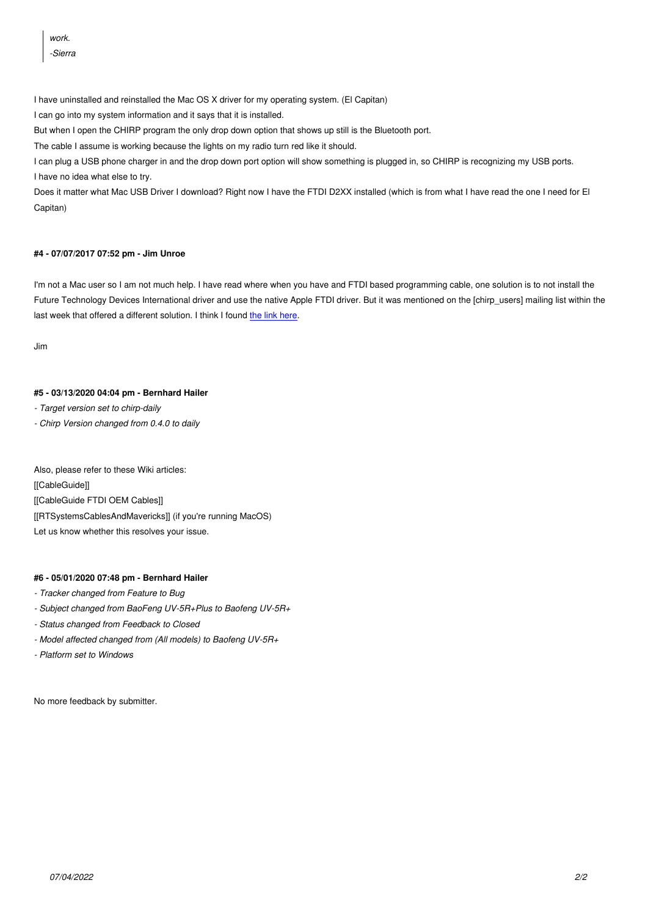> *work.*
> *-Sierra*

I have uninstalled and reinstalled the Mac OS X driver for my operating system. (El Capitan)

I can go into my system information and it says that it is installed.

But when I open the CHIRP program the only drop down option that shows up still is the Bluetooth port.

The cable I assume is working because the lights on my radio turn red like it should.

I can plug a USB phone charger in and the drop down port option will show something is plugged in, so CHIRP is recognizing my USB ports.

I have no idea what else to try.

Does it matter what Mac USB Driver I download? Right now I have the FTDI D2XX installed (which is from what I have read the one I need for El Capitan)

#### #4 - 07/07/2017 07:52 pm - Jim Unroe

I'm not a Mac user so I am not much help. I have read where when you have and FTDI based programming cable, one solution is to not install the Future Technology Devices International driver and use the native Apple FTDI driver. But it was mentioned on the [chirp_users] mailing list within the last week that offered a different solution. I think I found the link here.

Jim

#### #5 - 03/13/2020 04:04 pm - Bernhard Hailer

- *Target version set to chirp-daily*
- *Chirp Version changed from 0.4.0 to daily*

Also, please refer to these Wiki articles:
[[CableGuide]]
[[CableGuide FTDI OEM Cables]]
[[RTSystemsCablesAndMavericks]] (if you're running MacOS)
Let us know whether this resolves your issue.

#### #6 - 05/01/2020 07:48 pm - Bernhard Hailer

- *Tracker changed from Feature to Bug*
- *Subject changed from BaoFeng UV-5R+Plus to Baofeng UV-5R+*
- *Status changed from Feedback to Closed*
- *Model affected changed from (All models) to Baofeng UV-5R+*
- *Platform set to Windows*

No more feedback by submitter.